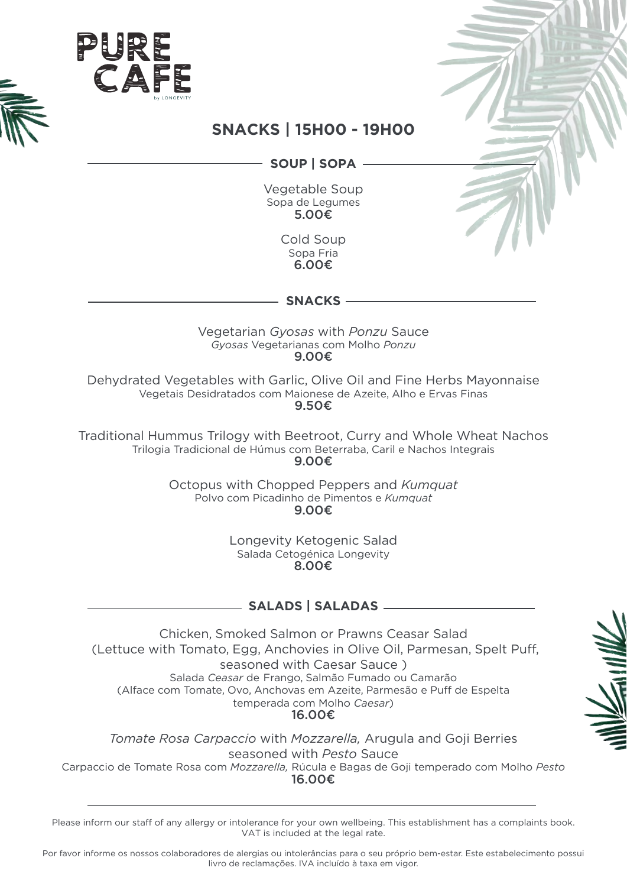# PURE CAFE

by LONGEVITY

## SNACKS | 15H00 - 19H00

### SOUP | SOPA

Vegetable Soup
Sopa de Legumes
**5.00€**

Cold Soup
Sopa Fria
**6.00€**

### SNACKS

Vegetarian *Gyosas* with *Ponzu* Sauce
*Gyosas* Vegetarianas com Molho *Ponzu*
**9.00€**

Dehydrated Vegetables with Garlic, Olive Oil and Fine Herbs Mayonnaise
Vegetais Desidratados com Maionese de Azeite, Alho e Ervas Finas
**9.50€**

Traditional Hummus Trilogy with Beetroot, Curry and Whole Wheat Nachos
Trilogia Tradicional de Húmus com Beterraba, Caril e Nachos Integrais
**9.00€**

Octopus with Chopped Peppers and *Kumquat*
Polvo com Picadinho de Pimentos e *Kumquat*
**9.00€**

Longevity Ketogenic Salad
Salada Cetogénica Longevity
**8.00€**

### SALADS | SALADAS

Chicken, Smoked Salmon or Prawns Ceasar Salad
(Lettuce with Tomato, Egg, Anchovies in Olive Oil, Parmesan, Spelt Puff, seasoned with Caesar Sauce )
Salada *Ceasar* de Frango, Salmão Fumado ou Camarão
(Alface com Tomate, Ovo, Anchovas em Azeite, Parmesão e Puff de Espelta temperada com Molho *Caesar*)
**16.00€**

*Tomate Rosa Carpaccio* with *Mozzarella,* Arugula and Goji Berries seasoned with *Pesto* Sauce
Carpaccio de Tomate Rosa com *Mozzarella,* Rúcula e Bagas de Goji temperado com Molho *Pesto*
**16.00€**

---

Please inform our staff of any allergy or intolerance for your own wellbeing. This establishment has a complaints book. VAT is included at the legal rate.

Por favor informe os nossos colaboradores de alergias ou intolerâncias para o seu próprio bem-estar. Este estabelecimento possui livro de reclamações. IVA incluído à taxa em vigor.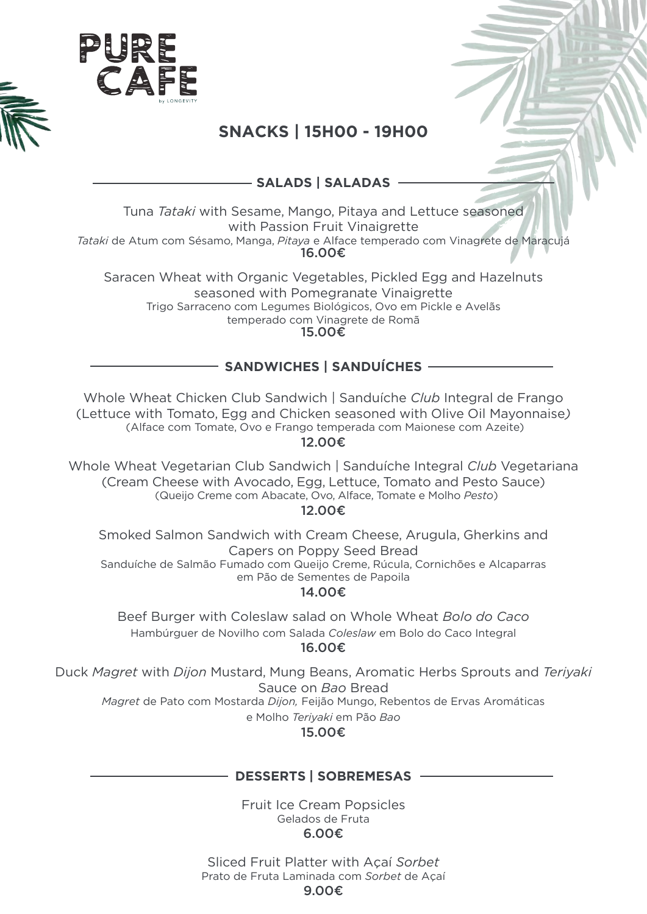# PURE CAFE

by LONGEVITY

## SNACKS | 15H00 - 19H00

### SALADS | SALADAS

Tuna *Tataki* with Sesame, Mango, Pitaya and Lettuce seasoned with Passion Fruit Vinaigrette
*Tataki* de Atum com Sésamo, Manga, *Pitaya* e Alface temperado com Vinagrete de Maracujá
16.00€

Saracen Wheat with Organic Vegetables, Pickled Egg and Hazelnuts seasoned with Pomegranate Vinaigrette
Trigo Sarraceno com Legumes Biológicos, Ovo em Pickle e Avelãs temperado com Vinagrete de Romã
15.00€

### SANDWICHES | SANDUÍCHES

Whole Wheat Chicken Club Sandwich | Sanduíche *Club* Integral de Frango
(Lettuce with Tomato, Egg and Chicken seasoned with Olive Oil Mayonnaise)
(Alface com Tomate, Ovo e Frango temperada com Maionese com Azeite)
12.00€

Whole Wheat Vegetarian Club Sandwich | Sanduíche Integral *Club* Vegetariana
(Cream Cheese with Avocado, Egg, Lettuce, Tomato and Pesto Sauce)
(Queijo Creme com Abacate, Ovo, Alface, Tomate e Molho *Pesto*)
12.00€

Smoked Salmon Sandwich with Cream Cheese, Arugula, Gherkins and Capers on Poppy Seed Bread
Sanduíche de Salmão Fumado com Queijo Creme, Rúcula, Cornichões e Alcaparras em Pão de Sementes de Papoila
14.00€

Beef Burger with Coleslaw salad on Whole Wheat *Bolo do Caco*
Hambúrguer de Novilho com Salada *Coleslaw* em Bolo do Caco Integral
16.00€

Duck *Magret* with *Dijon* Mustard, Mung Beans, Aromatic Herbs Sprouts and *Teriyaki* Sauce on *Bao* Bread
*Magret* de Pato com Mostarda *Dijon,* Feijão Mungo, Rebentos de Ervas Aromáticas e Molho *Teriyaki* em Pão *Bao*
15.00€

### DESSERTS | SOBREMESAS

Fruit Ice Cream Popsicles
Gelados de Fruta
6.00€

Sliced Fruit Platter with Açaí *Sorbet*
Prato de Fruta Laminada com *Sorbet* de Açaí
9.00€